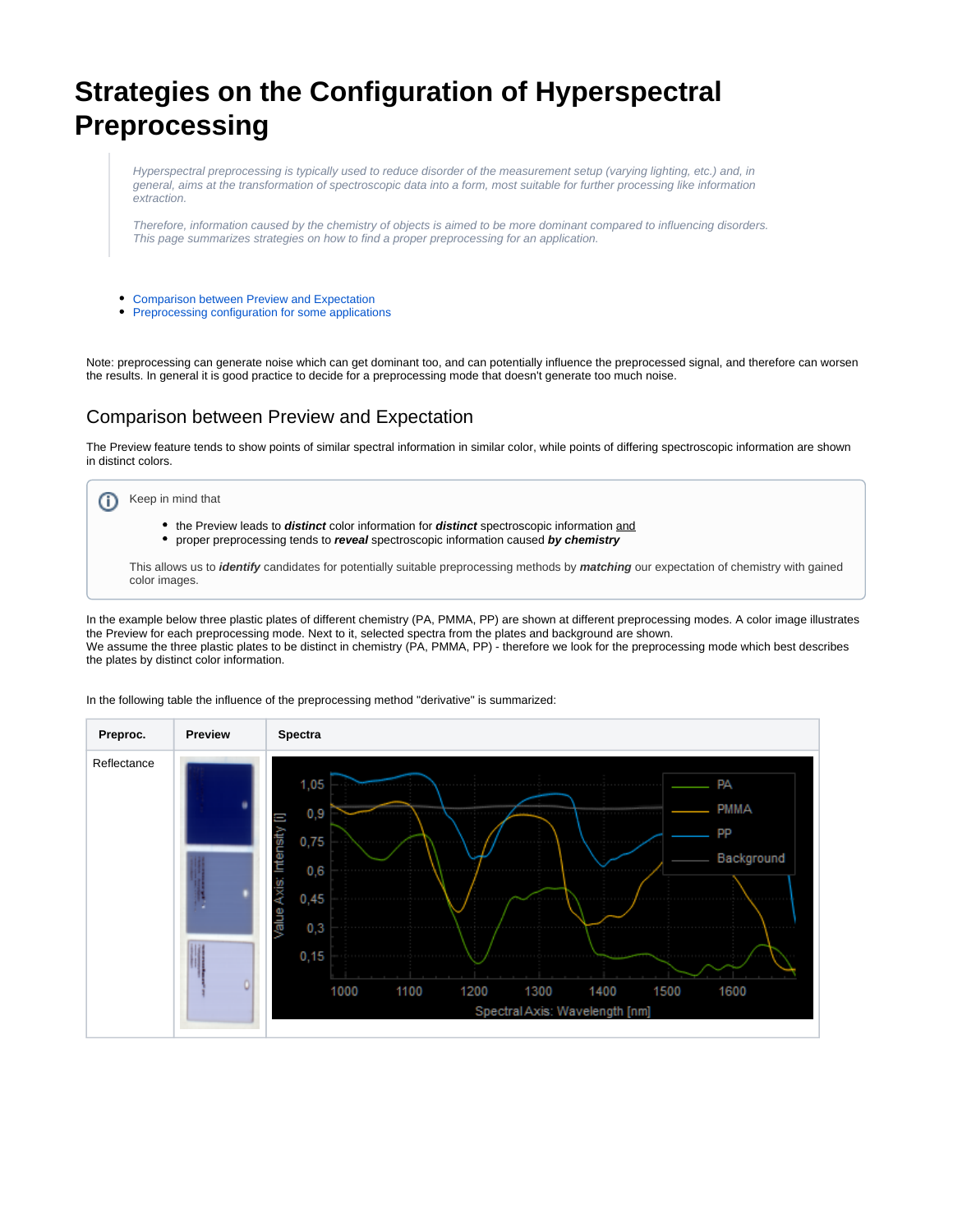# Strategies on the Configuration of Hyperspectral Preprocessing

> *Hyperspectral preprocessing is typically used to reduce disorder of the measurement setup (varying lighting, etc.) and, in general, aims at the transformation of spectroscopic data into a form, most suitable for further processing like information extraction.*
>
> *Therefore, information caused by the chemistry of objects is aimed to be more dominant compared to influencing disorders. This page summarizes strategies on how to find a proper preprocessing for an application.*

- Comparison between Preview and Expectation
- Preprocessing configuration for some applications

Note: preprocessing can generate noise which can get dominant too, and can potentially influence the preprocessed signal, and therefore can worsen the results. In general it is good practice to decide for a preprocessing mode that doesn't generate too much noise.

## Comparison between Preview and Expectation

The Preview feature tends to show points of similar spectral information in similar color, while points of differing spectroscopic information are shown in distinct colors.

> Keep in mind that
>
> - the Preview leads to ***distinct*** color information for ***distinct*** spectroscopic information and
> - proper preprocessing tends to ***reveal*** spectroscopic information caused ***by chemistry***
>
> This allows us to ***identify*** candidates for potentially suitable preprocessing methods by ***matching*** our expectation of chemistry with gained color images.

In the example below three plastic plates of different chemistry (PA, PMMA, PP) are shown at different preprocessing modes. A color image illustrates the Preview for each preprocessing mode. Next to it, selected spectra from the plates and background are shown.
We assume the three plastic plates to be distinct in chemistry (PA, PMMA, PP) - therefore we look for the preprocessing mode which best describes the plates by distinct color information.

In the following table the influence of the preprocessing method "derivative" is summarized:

| Preproc. | Preview | Spectra |
| --- | --- | --- |
| Reflectance | | |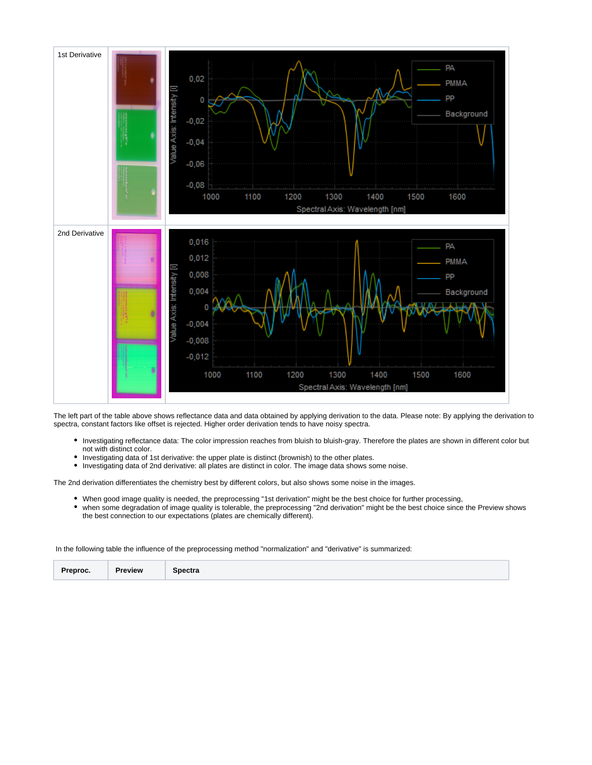| | | |
|---|---|---|
| 1st Derivative | | |
| 2nd Derivative | | |

The left part of the table above shows reflectance data and data obtained by applying derivation to the data. Please note: By applying the derivation to spectra, constant factors like offset is rejected. Higher order derivation tends to have noisy spectra.

- Investigating reflectance data: The color impression reaches from bluish to bluish-gray. Therefore the plates are shown in different color but not with distinct color.
- Investigating data of 1st derivative: the upper plate is distinct (brownish) to the other plates.
- Investigating data of 2nd derivative: all plates are distinct in color. The image data shows some noise.

The 2nd derivation differentiates the chemistry best by different colors, but also shows some noise in the images.

- When good image quality is needed, the preprocessing "1st derivation" might be the best choice for further processing,
- when some degradation of image quality is tolerable, the preprocessing "2nd derivation" might be the best choice since the Preview shows the best connection to our expectations (plates are chemically different).

In the following table the influence of the preprocessing method "normalization" and "derivative" is summarized:

| Preproc. | Preview | Spectra |
|---|---|---|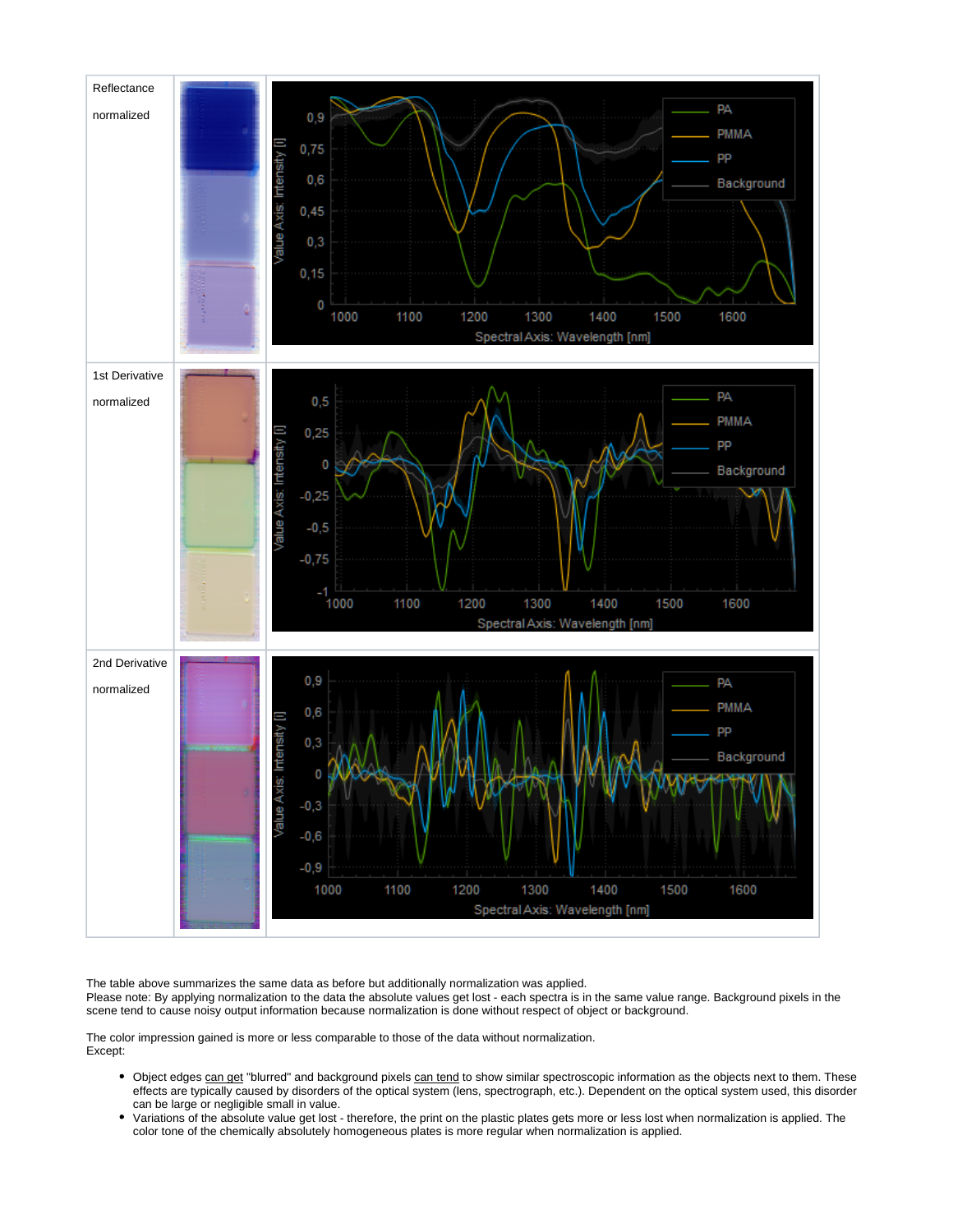| | | |
|---|---|---|
| Reflectance<br><br>normalized | | |
| 1st Derivative<br><br>normalized | | |
| 2nd Derivative<br><br>normalized | | |

The table above summarizes the same data as before but additionally normalization was applied.
Please note: By applying normalization to the data the absolute values get lost - each spectra is in the same value range. Background pixels in the scene tend to cause noisy output information because normalization is done without respect of object or background.

The color impression gained is more or less comparable to those of the data without normalization.
Except:

- Object edges can get "blurred" and background pixels can tend to show similar spectroscopic information as the objects next to them. These effects are typically caused by disorders of the optical system (lens, spectrograph, etc.). Dependent on the optical system used, this disorder can be large or negligible small in value.
- Variations of the absolute value get lost - therefore, the print on the plastic plates gets more or less lost when normalization is applied. The color tone of the chemically absolutely homogeneous plates is more regular when normalization is applied.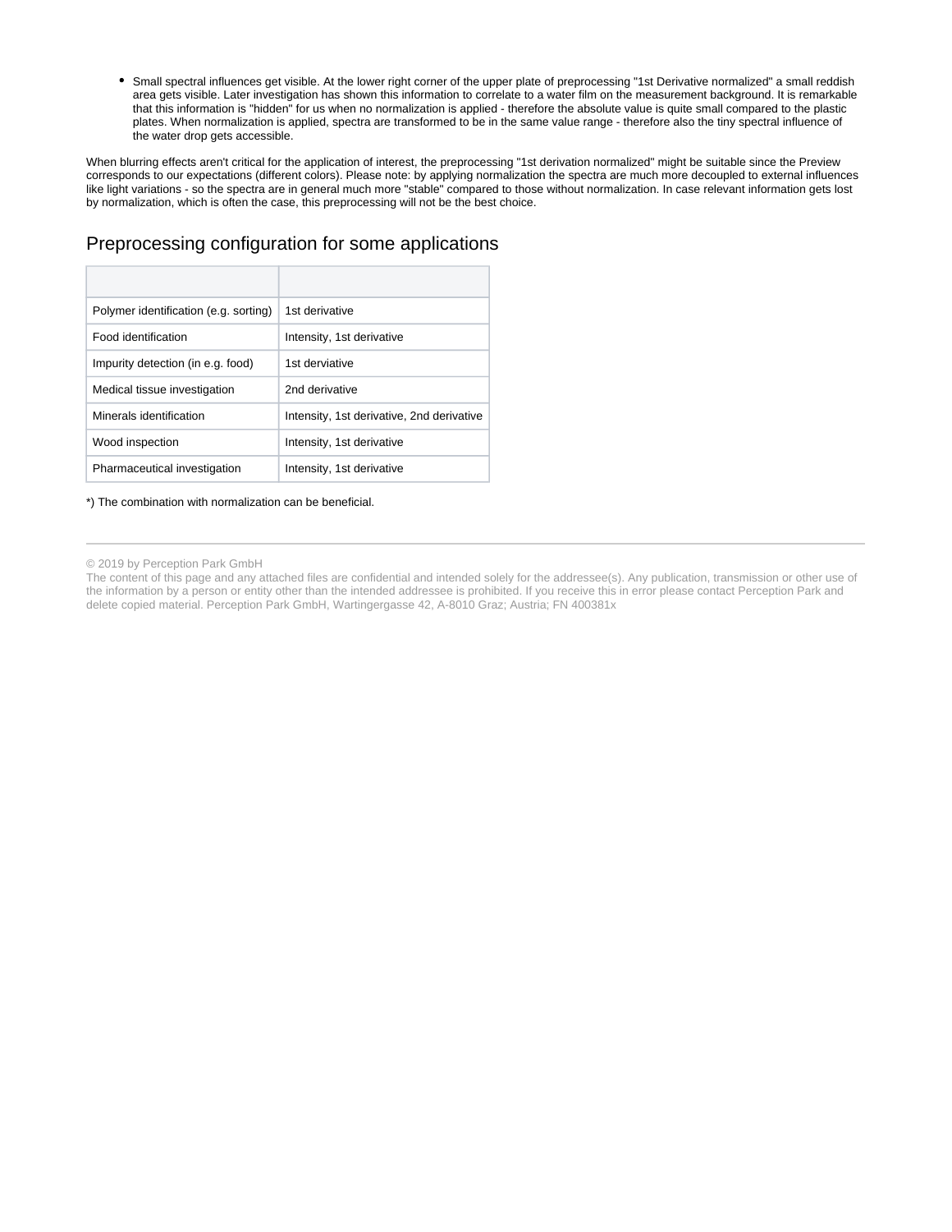- Small spectral influences get visible. At the lower right corner of the upper plate of preprocessing "1st Derivative normalized" a small reddish area gets visible. Later investigation has shown this information to correlate to a water film on the measurement background. It is remarkable that this information is "hidden" for us when no normalization is applied - therefore the absolute value is quite small compared to the plastic plates. When normalization is applied, spectra are transformed to be in the same value range - therefore also the tiny spectral influence of the water drop gets accessible.

When blurring effects aren't critical for the application of interest, the preprocessing "1st derivation normalized" might be suitable since the Preview corresponds to our expectations (different colors). Please note: by applying normalization the spectra are much more decoupled to external influences like light variations - so the spectra are in general much more "stable" compared to those without normalization. In case relevant information gets lost by normalization, which is often the case, this preprocessing will not be the best choice.

## Preprocessing configuration for some applications

| | |
|---|---|
| Polymer identification (e.g. sorting) | 1st derivative |
| Food identification | Intensity, 1st derivative |
| Impurity detection (in e.g. food) | 1st derviative |
| Medical tissue investigation | 2nd derivative |
| Minerals identification | Intensity, 1st derivative, 2nd derivative |
| Wood inspection | Intensity, 1st derivative |
| Pharmaceutical investigation | Intensity, 1st derivative |

*) The combination with normalization can be beneficial.

© 2019 by Perception Park GmbH
The content of this page and any attached files are confidential and intended solely for the addressee(s). Any publication, transmission or other use of the information by a person or entity other than the intended addressee is prohibited. If you receive this in error please contact Perception Park and delete copied material. Perception Park GmbH, Wartingergasse 42, A-8010 Graz; Austria; FN 400381x